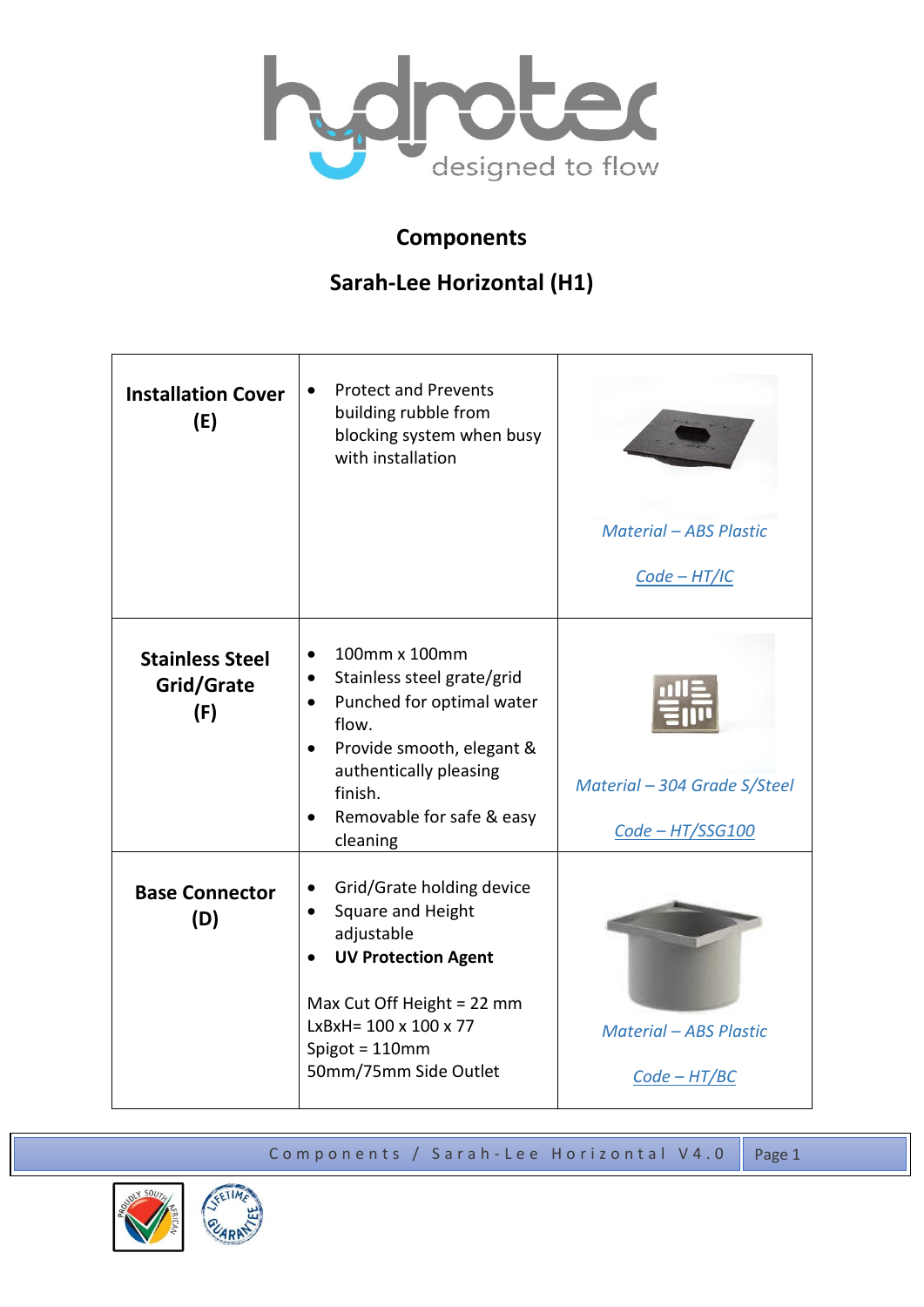hydrotec

designed to flow

## Components

## Sarah-Lee Horizontal (H1)

| | | |
|---|---|---|
| **Installation Cover (E)** | • Protect and Prevents building rubble from blocking system when busy with installation | *Material – ABS Plastic*<br><br>*Code – HT/IC* |
| **Stainless Steel Grid/Grate (F)** | • 100mm x 100mm<br>• Stainless steel grate/grid<br>• Punched for optimal water flow.<br>• Provide smooth, elegant & authentically pleasing finish.<br>• Removable for safe & easy cleaning | *Material – 304 Grade S/Steel*<br><br>*Code – HT/SSG100* |
| **Base Connector (D)** | • Grid/Grate holding device<br>• Square and Height adjustable<br>• **UV Protection Agent**<br><br>Max Cut Off Height = 22 mm<br>LxBxH= 100 x 100 x 77<br>Spigot = 110mm<br>50mm/75mm Side Outlet | *Material – ABS Plastic*<br><br>*Code – HT/BC* |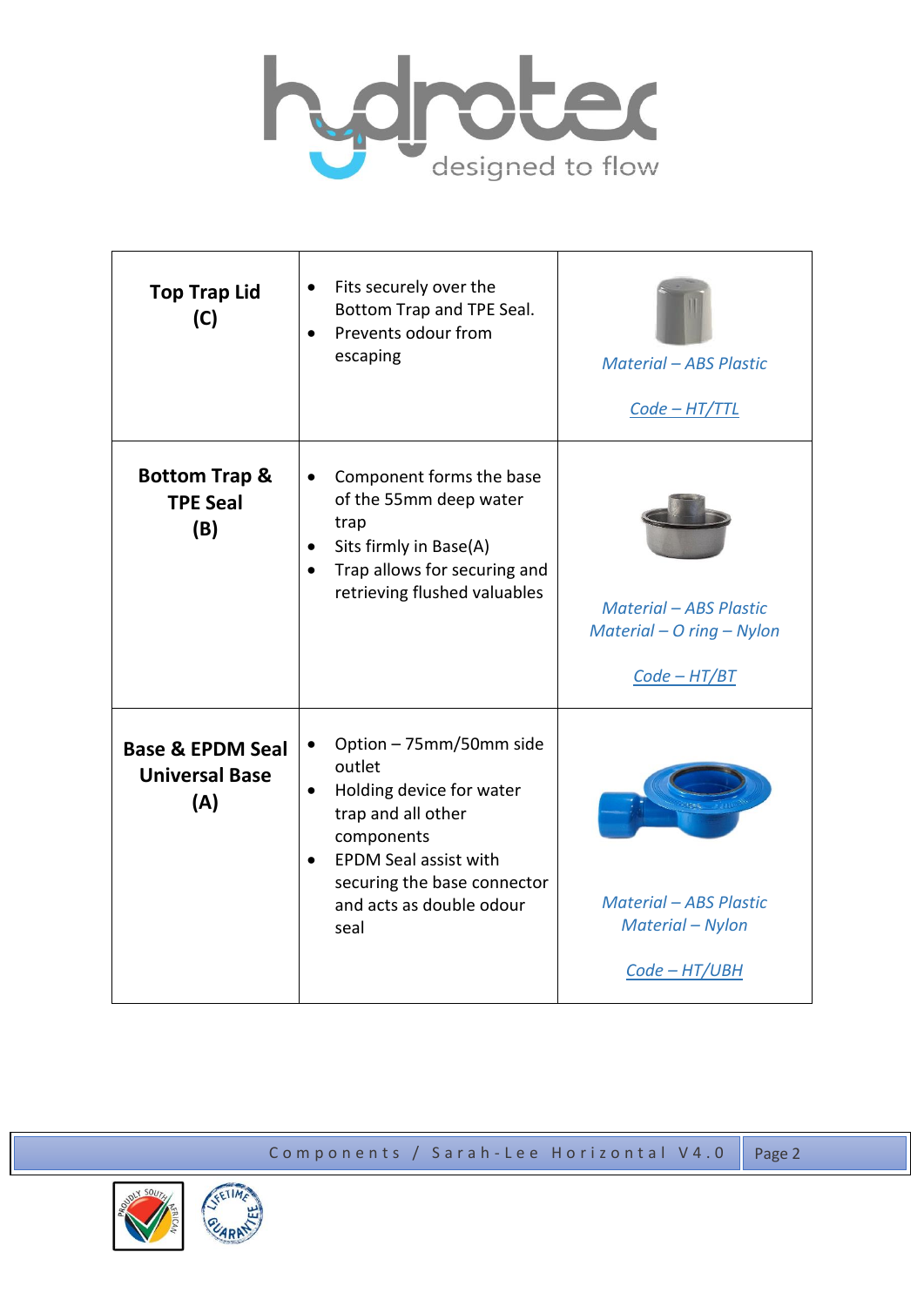| | | |
|---|---|---|
| **Top Trap Lid (C)** | • Fits securely over the Bottom Trap and TPE Seal.<br>• Prevents odour from escaping | *Material – ABS Plastic*<br><br>*Code – HT/TTL* |
| **Bottom Trap & TPE Seal (B)** | • Component forms the base of the 55mm deep water trap<br>• Sits firmly in Base(A)<br>• Trap allows for securing and retrieving flushed valuables | *Material – ABS Plastic*<br>*Material – O ring – Nylon*<br><br>*Code – HT/BT* |
| **Base & EPDM Seal Universal Base (A)** | • Option – 75mm/50mm side outlet<br>• Holding device for water trap and all other components<br>• EPDM Seal assist with securing the base connector and acts as double odour seal | *Material – ABS Plastic*<br>*Material – Nylon*<br><br>*Code – HT/UBH* |